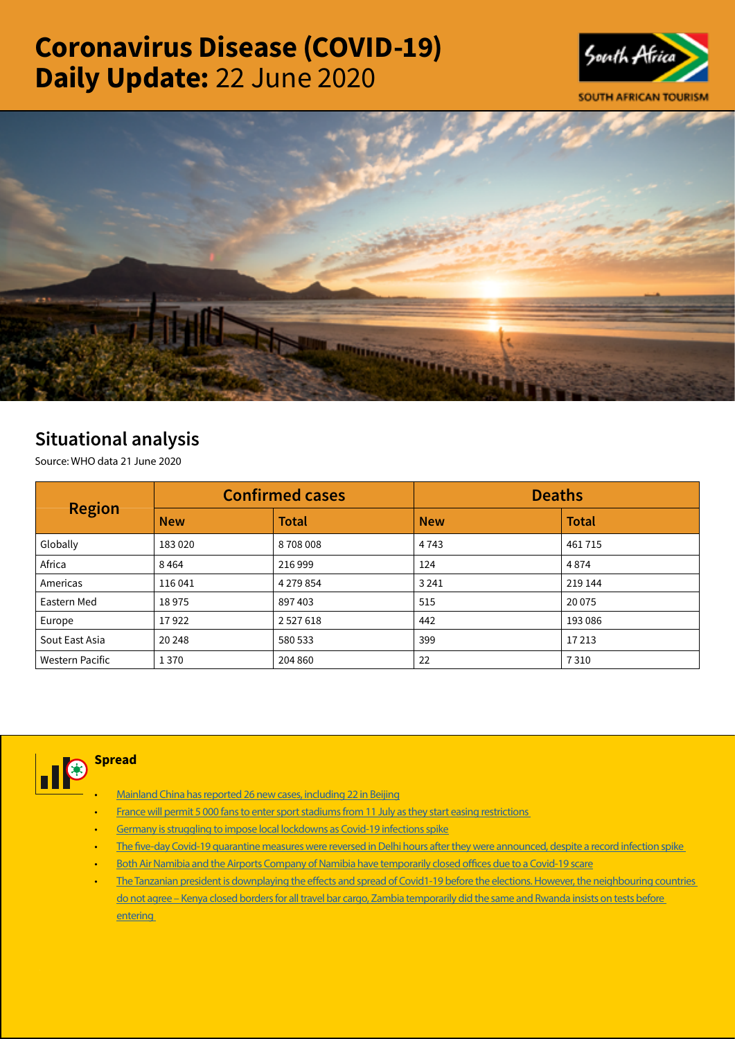# Coronavirus Disease (COVID-19) Daily Update: 22 June 2020

SOUTH AFRICAN TOURISM

## Situational analysis

Source: WHO data 21 June 2020

| Region | Confirmed cases | | Deaths | |
|---|---|---|---|---|
| | New | Total | New | Total |
| Globally | 183 020 | 8 708 008 | 4 743 | 461 715 |
| Africa | 8 464 | 216 999 | 124 | 4 874 |
| Americas | 116 041 | 4 279 854 | 3 241 | 219 144 |
| Eastern Med | 18 975 | 897 403 | 515 | 20 075 |
| Europe | 17 922 | 2 527 618 | 442 | 193 086 |
| Sout East Asia | 20 248 | 580 533 | 399 | 17 213 |
| Western Pacific | 1 370 | 204 860 | 22 | 7 310 |

### Spread

- Mainland China has reported 26 new cases, including 22 in Beijing
- France will permit 5 000 fans to enter sport stadiums from 11 July as they start easing restrictions
- Germany is struggling to impose local lockdowns as Covid-19 infections spike
- The five-day Covid-19 quarantine measures were reversed in Delhi hours after they were announced, despite a record infection spike
- Both Air Namibia and the Airports Company of Namibia have temporarily closed offices due to a Covid-19 scare
- The Tanzanian president is downplaying the effects and spread of Covid1-19 before the elections. However, the neighbouring countries do not agree – Kenya closed borders for all travel bar cargo, Zambia temporarily did the same and Rwanda insists on tests before entering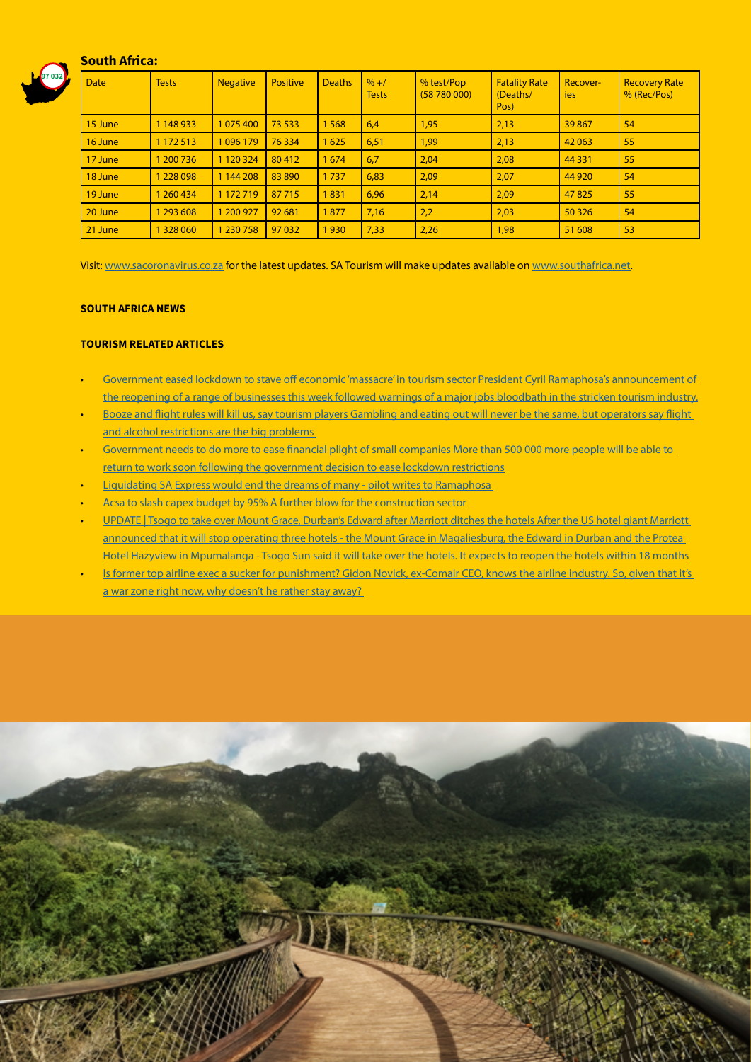## South Africa:

| Date | Tests | Negative | Positive | Deaths | % +/ Tests | % test/Pop (58 780 000) | Fatality Rate (Deaths/ Pos) | Recover-ies | Recovery Rate % (Rec/Pos) |
|---|---|---|---|---|---|---|---|---|---|
| 15 June | 1 148 933 | 1 075 400 | 73 533 | 1 568 | 6,4 | 1,95 | 2,13 | 39 867 | 54 |
| 16 June | 1 172 513 | 1 096 179 | 76 334 | 1 625 | 6,51 | 1,99 | 2,13 | 42 063 | 55 |
| 17 June | 1 200 736 | 1 120 324 | 80 412 | 1 674 | 6,7 | 2,04 | 2,08 | 44 331 | 55 |
| 18 June | 1 228 098 | 1 144 208 | 83 890 | 1 737 | 6,83 | 2,09 | 2,07 | 44 920 | 54 |
| 19 June | 1 260 434 | 1 172 719 | 87 715 | 1 831 | 6,96 | 2,14 | 2,09 | 47 825 | 55 |
| 20 June | 1 293 608 | 1 200 927 | 92 681 | 1 877 | 7,16 | 2,2 | 2,03 | 50 326 | 54 |
| 21 June | 1 328 060 | 1 230 758 | 97 032 | 1 930 | 7,33 | 2,26 | 1,98 | 51 608 | 53 |

Visit: www.sacoronavirus.co.za for the latest updates. SA Tourism will make updates available on www.southafrica.net.

**SOUTH AFRICA NEWS**

**TOURISM RELATED ARTICLES**

- Government eased lockdown to stave off economic 'massacre' in tourism sector President Cyril Ramaphosa's announcement of the reopening of a range of businesses this week followed warnings of a major jobs bloodbath in the stricken tourism industry.
- Booze and flight rules will kill us, say tourism players Gambling and eating out will never be the same, but operators say flight and alcohol restrictions are the big problems
- Government needs to do more to ease financial plight of small companies More than 500 000 more people will be able to return to work soon following the government decision to ease lockdown restrictions
- Liquidating SA Express would end the dreams of many - pilot writes to Ramaphosa
- Acsa to slash capex budget by 95% A further blow for the construction sector
- UPDATE | Tsogo to take over Mount Grace, Durban's Edward after Marriott ditches the hotels After the US hotel giant Marriott announced that it will stop operating three hotels - the Mount Grace in Magaliesburg, the Edward in Durban and the Protea Hotel Hazyview in Mpumalanga - Tsogo Sun said it will take over the hotels. It expects to reopen the hotels within 18 months
- Is former top airline exec a sucker for punishment? Gidon Novick, ex-Comair CEO, knows the airline industry. So, given that it's a war zone right now, why doesn't he rather stay away?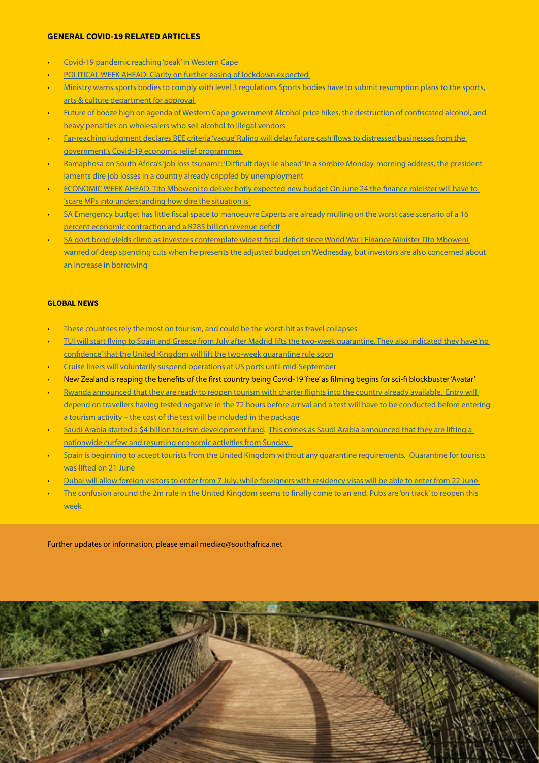**GENERAL COVID-19 RELATED ARTICLES**

- Covid-19 pandemic reaching 'peak' in Western Cape
- POLITICAL WEEK AHEAD: Clarity on further easing of lockdown expected
- Ministry warns sports bodies to comply with level 3 regulations Sports bodies have to submit resumption plans to the sports, arts & culture department for approval
- Future of booze high on agenda of Western Cape government Alcohol price hikes, the destruction of confiscated alcohol, and heavy penalties on wholesalers who sell alcohol to illegal vendors
- Far-reaching judgment declares BEE criteria 'vague' Ruling will delay future cash flows to distressed businesses from the government's Covid-19 economic relief programmes
- Ramaphosa on South Africa's 'job loss tsunami': 'Difficult days lie ahead' In a sombre Monday-morning address, the president laments dire job losses in a country already crippled by unemployment
- ECONOMIC WEEK AHEAD: Tito Mboweni to deliver hotly expected new budget On June 24 the finance minister will have to 'scare MPs into understanding how dire the situation is'
- SA Emergency budget has little fiscal space to manoeuvre Experts are already mulling on the worst case scenario of a 16 percent economic contraction and a R285 billion revenue deficit
- SA govt bond yields climb as investors contemplate widest fiscal deficit since World War I Finance Minister Tito Mboweni warned of deep spending cuts when he presents the adjusted budget on Wednesday, but investors are also concerned about an increase in borrowing

**GLOBAL NEWS**

- These countries rely the most on tourism, and could be the worst-hit as travel collapses
- TUI will start flying to Spain and Greece from July after Madrid lifts the two-week quarantine. They also indicated they have 'no confidence' that the United Kingdom will lift the two-week quarantine rule soon
- Cruise liners will voluntarily suspend operations at US ports until mid-September
- New Zealand is reaping the benefits of the first country being Covid-19 'free' as filming begins for sci-fi blockbuster 'Avatar'
- Rwanda announced that they are ready to reopen tourism with charter flights into the country already available. Entry will depend on travellers having tested negative in the 72 hours before arrival and a test will have to be conducted before entering a tourism activity – the cost of the test will be included in the package
- Saudi Arabia started a $4 billion tourism development fund. This comes as Saudi Arabia announced that they are lifting a nationwide curfew and resuming economic activities from Sunday.
- Spain is beginning to accept tourists from the United Kingdom without any quarantine requirements. Quarantine for tourists was lifted on 21 June
- Dubai will allow foreign visitors to enter from 7 July, while foreigners with residency visas will be able to enter from 22 June
- The confusion around the 2m rule in the United Kingdom seems to finally come to an end. Pubs are 'on track' to reopen this week

Further updates or information, please email mediaq@southafrica.net